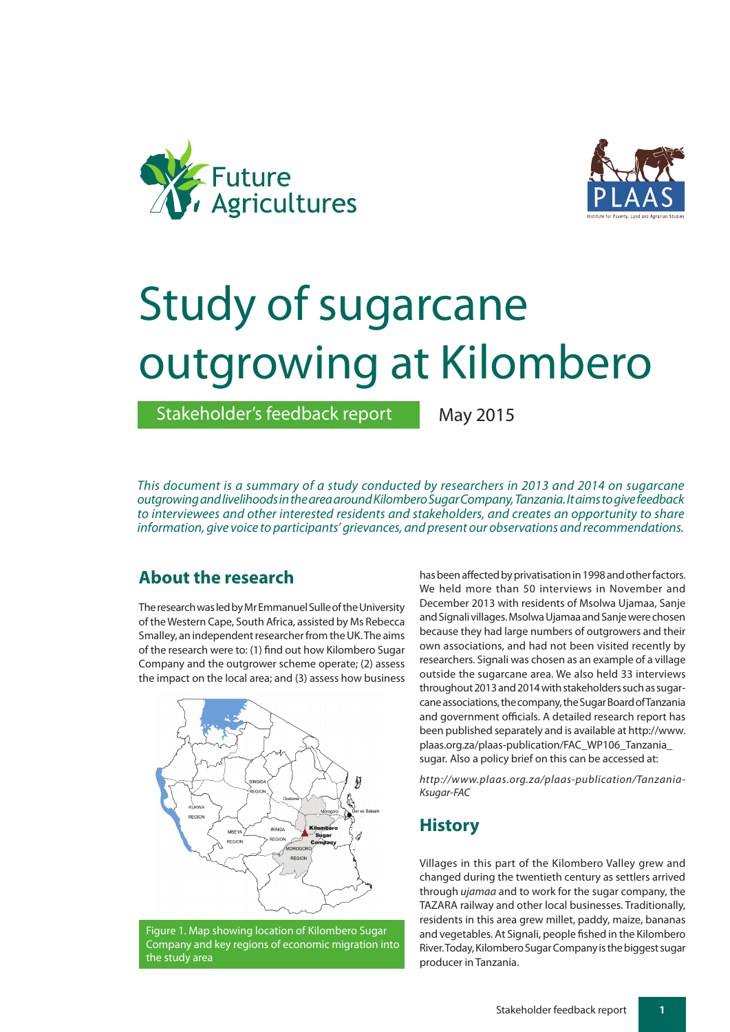# Study of sugarcane outgrowing at Kilombero

Stakeholder's feedback report

May 2015

*This document is a summary of a study conducted by researchers in 2013 and 2014 on sugarcane outgrowing and livelihoods in the area around Kilombero Sugar Company, Tanzania. It aims to give feedback to interviewees and other interested residents and stakeholders, and creates an opportunity to share information, give voice to participants' grievances, and present our observations and recommendations.*

## About the research

The research was led by Mr Emmanuel Sulle of the University of the Western Cape, South Africa, assisted by Ms Rebecca Smalley, an independent researcher from the UK. The aims of the research were to: (1) find out how Kilombero Sugar Company and the outgrower scheme operate; (2) assess the impact on the local area; and (3) assess how business has been affected by privatisation in 1998 and other factors. We held more than 50 interviews in November and December 2013 with residents of Msolwa Ujamaa, Sanje and Signali villages. Msolwa Ujamaa and Sanje were chosen because they had large numbers of outgrowers and their own associations, and had not been visited recently by researchers. Signali was chosen as an example of a village outside the sugarcane area. We also held 33 interviews throughout 2013 and 2014 with stakeholders such as sugarcane associations, the company, the Sugar Board of Tanzania and government officials. A detailed research report has been published separately and is available at http://www.plaas.org.za/plaas-publication/FAC_WP106_Tanzania_sugar. Also a policy brief on this can be accessed at:

*http://www.plaas.org.za/plaas-publication/Tanzania-Ksugar-FAC*

Figure 1. Map showing location of Kilombero Sugar Company and key regions of economic migration into the study area

## History

Villages in this part of the Kilombero Valley grew and changed during the twentieth century as settlers arrived through *ujamaa* and to work for the sugar company, the TAZARA railway and other local businesses. Traditionally, residents in this area grew millet, paddy, maize, bananas and vegetables. At Signali, people fished in the Kilombero River. Today, Kilombero Sugar Company is the biggest sugar producer in Tanzania.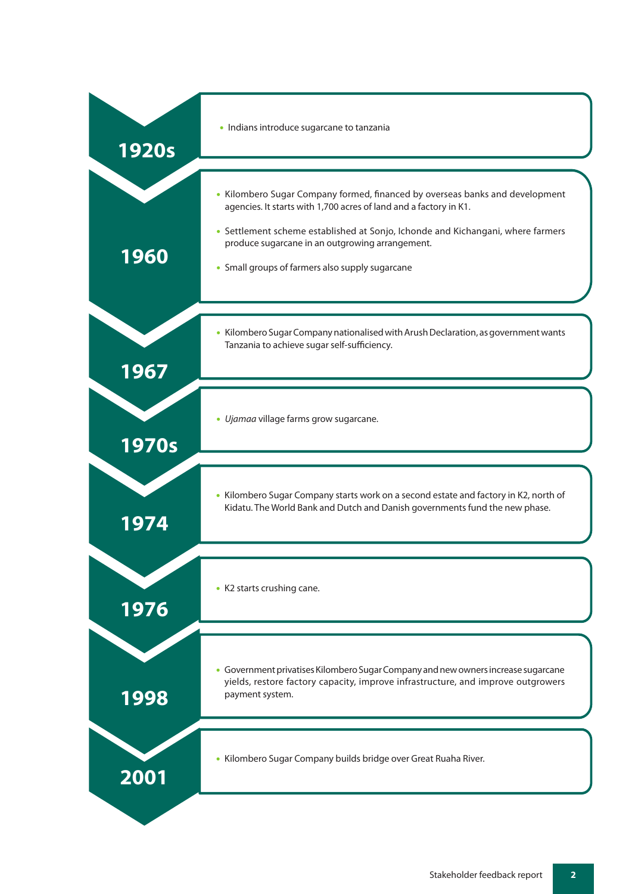## 1920s

- Indians introduce sugarcane to tanzania

## 1960

- Kilombero Sugar Company formed, financed by overseas banks and development agencies. It starts with 1,700 acres of land and a factory in K1.
- Settlement scheme established at Sonjo, Ichonde and Kichangani, where farmers produce sugarcane in an outgrowing arrangement.
- Small groups of farmers also supply sugarcane

## 1967

- Kilombero Sugar Company nationalised with Arush Declaration, as government wants Tanzania to achieve sugar self-sufficiency.

## 1970s

- *Ujamaa* village farms grow sugarcane.

## 1974

- Kilombero Sugar Company starts work on a second estate and factory in K2, north of Kidatu. The World Bank and Dutch and Danish governments fund the new phase.

## 1976

- K2 starts crushing cane.

## 1998

- Government privatises Kilombero Sugar Company and new owners increase sugarcane yields, restore factory capacity, improve infrastructure, and improve outgrowers payment system.

## 2001

- Kilombero Sugar Company builds bridge over Great Ruaha River.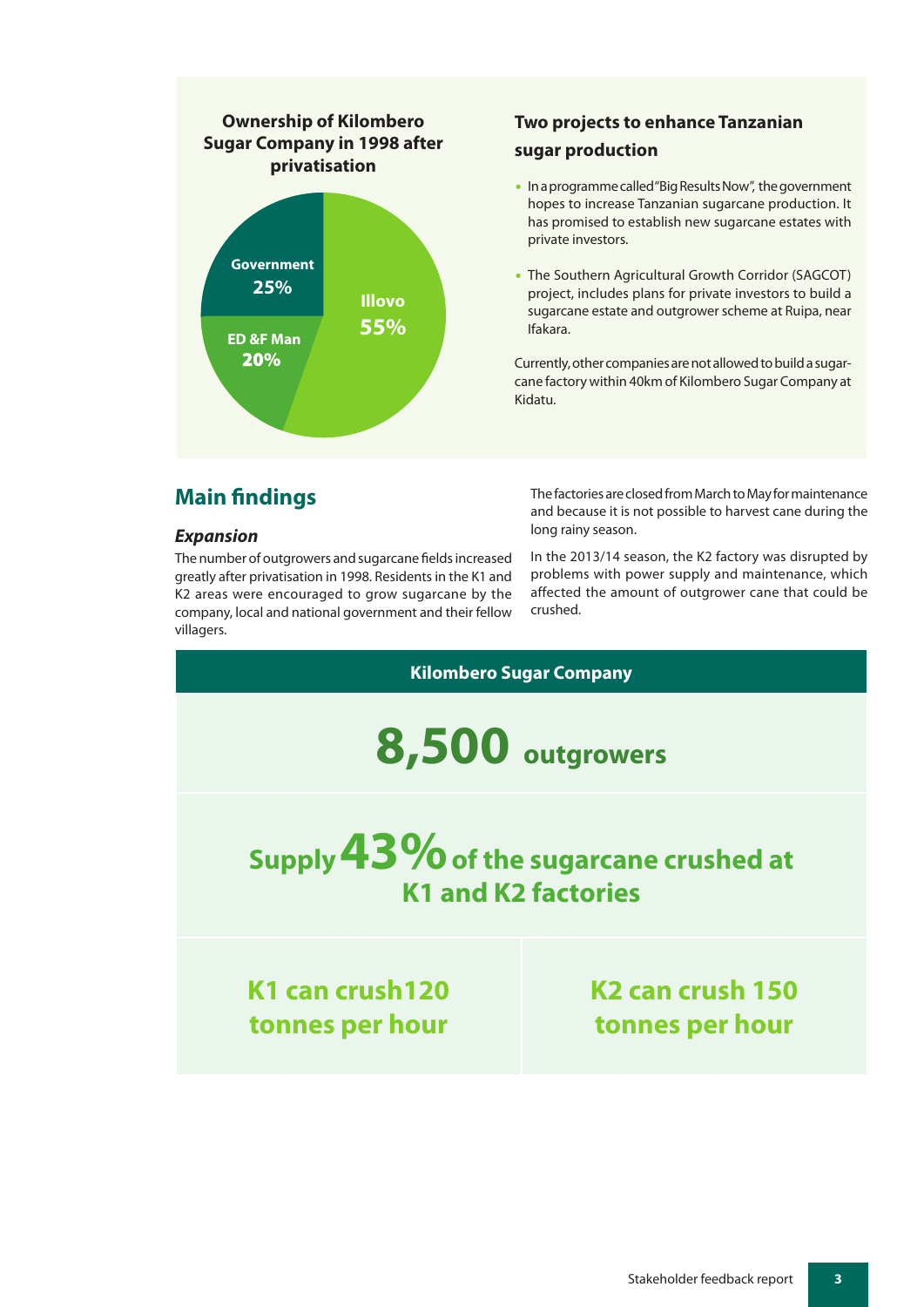### Ownership of Kilombero Sugar Company in 1998 after privatisation

- Government 25%
- ED &F Man 20%
- Illovo 55%

### Two projects to enhance Tanzanian sugar production

- In a programme called "Big Results Now", the government hopes to increase Tanzanian sugarcane production. It has promised to establish new sugarcane estates with private investors.
- The Southern Agricultural Growth Corridor (SAGCOT) project, includes plans for private investors to build a sugarcane estate and outgrower scheme at Ruipa, near Ifakara.

Currently, other companies are not allowed to build a sugarcane factory within 40km of Kilombero Sugar Company at Kidatu.

## Main findings

### *Expansion*

The number of outgrowers and sugarcane fields increased greatly after privatisation in 1998. Residents in the K1 and K2 areas were encouraged to grow sugarcane by the company, local and national government and their fellow villagers.

The factories are closed from March to May for maintenance and because it is not possible to harvest cane during the long rainy season.

In the 2013/14 season, the K2 factory was disrupted by problems with power supply and maintenance, which affected the amount of outgrower cane that could be crushed.

**Kilombero Sugar Company**

**8,500 outgrowers**

**Supply 43% of the sugarcane crushed at K1 and K2 factories**

**K1 can crush120 tonnes per hour**

**K2 can crush 150 tonnes per hour**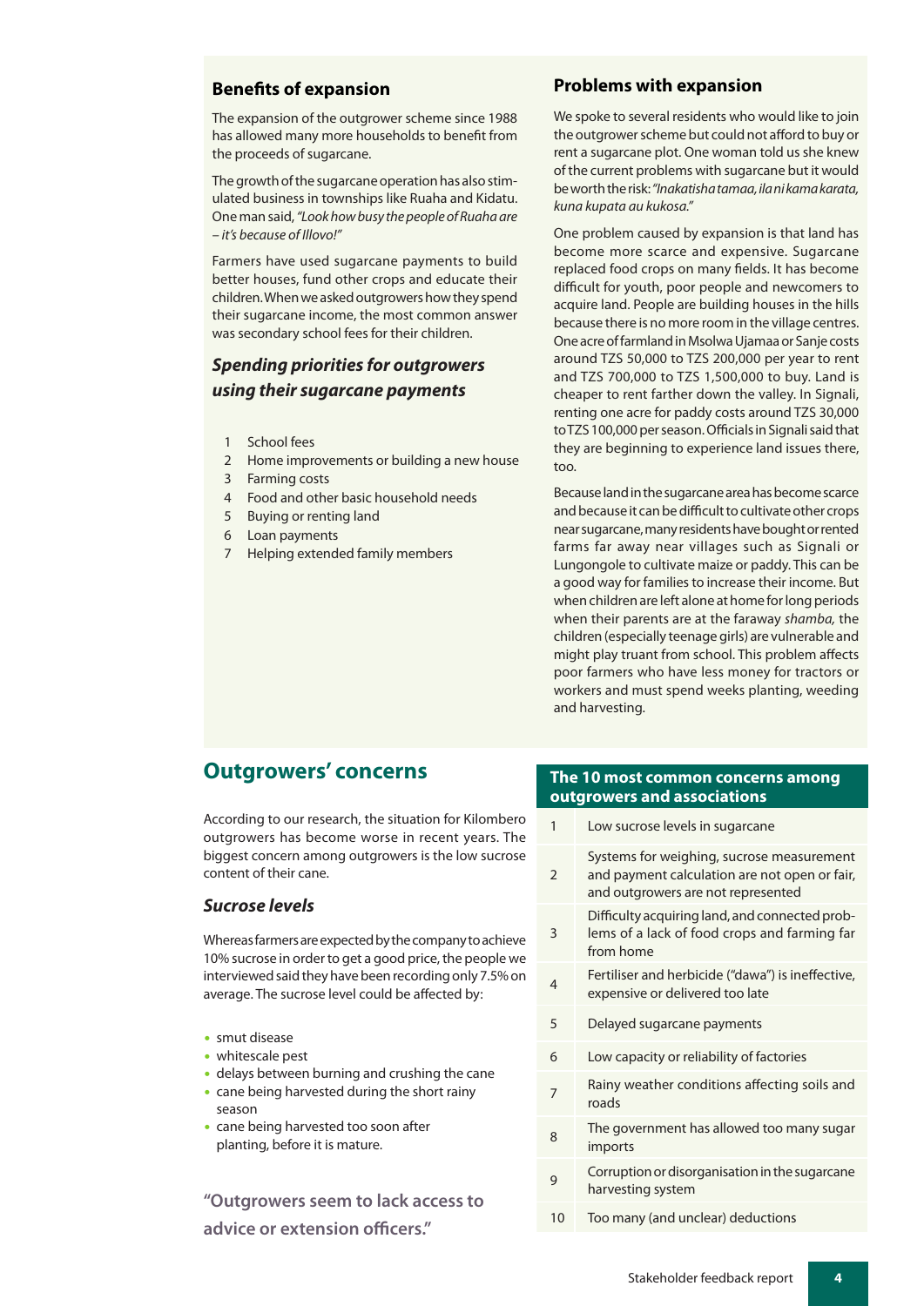## Benefits of expansion

The expansion of the outgrower scheme since 1988 has allowed many more households to benefit from the proceeds of sugarcane.

The growth of the sugarcane operation has also stimulated business in townships like Ruaha and Kidatu. One man said, *"Look how busy the people of Ruaha are – it's because of Illovo!"*

Farmers have used sugarcane payments to build better houses, fund other crops and educate their children. When we asked outgrowers how they spend their sugarcane income, the most common answer was secondary school fees for their children.

### *Spending priorities for outgrowers using their sugarcane payments*

1. School fees
2. Home improvements or building a new house
3. Farming costs
4. Food and other basic household needs
5. Buying or renting land
6. Loan payments
7. Helping extended family members

## Problems with expansion

We spoke to several residents who would like to join the outgrower scheme but could not afford to buy or rent a sugarcane plot. One woman told us she knew of the current problems with sugarcane but it would be worth the risk: *"Inakatisha tamaa, ila ni kama karata, kuna kupata au kukosa."*

One problem caused by expansion is that land has become more scarce and expensive. Sugarcane replaced food crops on many fields. It has become difficult for youth, poor people and newcomers to acquire land. People are building houses in the hills because there is no more room in the village centres. One acre of farmland in Msolwa Ujamaa or Sanje costs around TZS 50,000 to TZS 200,000 per year to rent and TZS 700,000 to TZS 1,500,000 to buy. Land is cheaper to rent farther down the valley. In Signali, renting one acre for paddy costs around TZS 30,000 to TZS 100,000 per season. Officials in Signali said that they are beginning to experience land issues there, too.

Because land in the sugarcane area has become scarce and because it can be difficult to cultivate other crops near sugarcane, many residents have bought or rented farms far away near villages such as Signali or Lungongole to cultivate maize or paddy. This can be a good way for families to increase their income. But when children are left alone at home for long periods when their parents are at the faraway *shamba,* the children (especially teenage girls) are vulnerable and might play truant from school. This problem affects poor farmers who have less money for tractors or workers and must spend weeks planting, weeding and harvesting.

## Outgrowers' concerns

According to our research, the situation for Kilombero outgrowers has become worse in recent years. The biggest concern among outgrowers is the low sucrose content of their cane.

### *Sucrose levels*

Whereas farmers are expected by the company to achieve 10% sucrose in order to get a good price, the people we interviewed said they have been recording only 7.5% on average. The sucrose level could be affected by:

- smut disease
- whitescale pest
- delays between burning and crushing the cane
- cane being harvested during the short rainy season
- cane being harvested too soon after planting, before it is mature.

**"Outgrowers seem to lack access to advice or extension officers."**

| The 10 most common concerns among outgrowers and associations | |
|---|---|
| 1 | Low sucrose levels in sugarcane |
| 2 | Systems for weighing, sucrose measurement and payment calculation are not open or fair, and outgrowers are not represented |
| 3 | Difficulty acquiring land, and connected problems of a lack of food crops and farming far from home |
| 4 | Fertiliser and herbicide ("dawa") is ineffective, expensive or delivered too late |
| 5 | Delayed sugarcane payments |
| 6 | Low capacity or reliability of factories |
| 7 | Rainy weather conditions affecting soils and roads |
| 8 | The government has allowed too many sugar imports |
| 9 | Corruption or disorganisation in the sugarcane harvesting system |
| 10 | Too many (and unclear) deductions |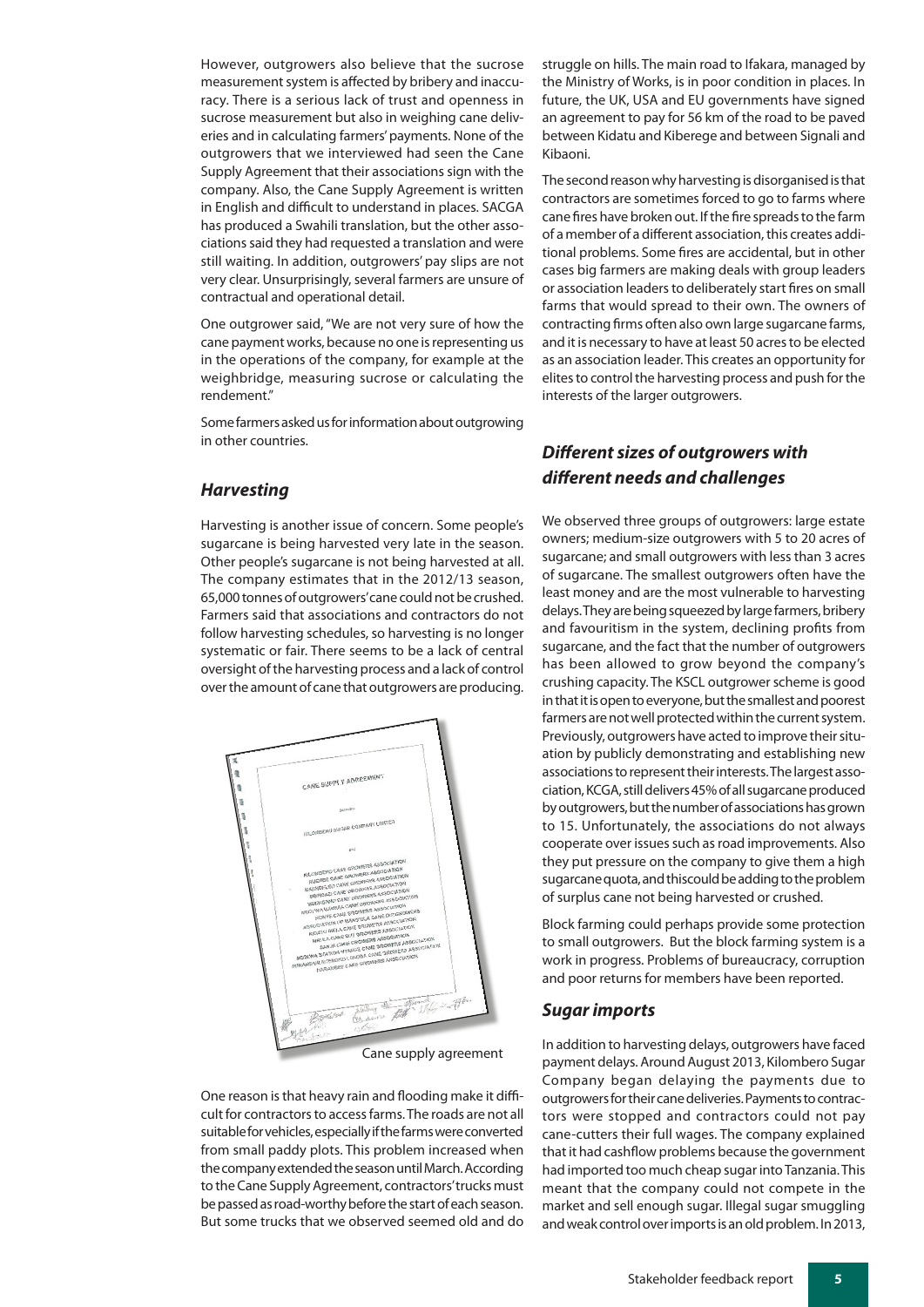However, outgrowers also believe that the sucrose measurement system is affected by bribery and inaccuracy. There is a serious lack of trust and openness in sucrose measurement but also in weighing cane deliveries and in calculating farmers' payments. None of the outgrowers that we interviewed had seen the Cane Supply Agreement that their associations sign with the company. Also, the Cane Supply Agreement is written in English and difficult to understand in places. SACGA has produced a Swahili translation, but the other associations said they had requested a translation and were still waiting. In addition, outgrowers' pay slips are not very clear. Unsurprisingly, several farmers are unsure of contractual and operational detail.

One outgrower said, "We are not very sure of how the cane payment works, because no one is representing us in the operations of the company, for example at the weighbridge, measuring sucrose or calculating the rendement."

Some farmers asked us for information about outgrowing in other countries.

### *Harvesting*

Harvesting is another issue of concern. Some people's sugarcane is being harvested very late in the season. Other people's sugarcane is not being harvested at all. The company estimates that in the 2012/13 season, 65,000 tonnes of outgrowers' cane could not be crushed. Farmers said that associations and contractors do not follow harvesting schedules, so harvesting is no longer systematic or fair. There seems to be a lack of central oversight of the harvesting process and a lack of control over the amount of cane that outgrowers are producing.

Cane supply agreement

One reason is that heavy rain and flooding make it difficult for contractors to access farms. The roads are not all suitable for vehicles, especially if the farms were converted from small paddy plots. This problem increased when the company extended the season until March. According to the Cane Supply Agreement, contractors' trucks must be passed as road-worthy before the start of each season. But some trucks that we observed seemed old and do struggle on hills. The main road to Ifakara, managed by the Ministry of Works, is in poor condition in places. In future, the UK, USA and EU governments have signed an agreement to pay for 56 km of the road to be paved between Kidatu and Kiberege and between Signali and Kibaoni.

The second reason why harvesting is disorganised is that contractors are sometimes forced to go to farms where cane fires have broken out. If the fire spreads to the farm of a member of a different association, this creates additional problems. Some fires are accidental, but in other cases big farmers are making deals with group leaders or association leaders to deliberately start fires on small farms that would spread to their own. The owners of contracting firms often also own large sugarcane farms, and it is necessary to have at least 50 acres to be elected as an association leader. This creates an opportunity for elites to control the harvesting process and push for the interests of the larger outgrowers.

### *Different sizes of outgrowers with different needs and challenges*

We observed three groups of outgrowers: large estate owners; medium-size outgrowers with 5 to 20 acres of sugarcane; and small outgrowers with less than 3 acres of sugarcane. The smallest outgrowers often have the least money and are the most vulnerable to harvesting delays. They are being squeezed by large farmers, bribery and favouritism in the system, declining profits from sugarcane, and the fact that the number of outgrowers has been allowed to grow beyond the company's crushing capacity. The KSCL outgrower scheme is good in that it is open to everyone, but the smallest and poorest farmers are not well protected within the current system. Previously, outgrowers have acted to improve their situation by publicly demonstrating and establishing new associations to represent their interests. The largest association, KCGA, still delivers 45% of all sugarcane produced by outgrowers, but the number of associations has grown to 15. Unfortunately, the associations do not always cooperate over issues such as road improvements. Also they put pressure on the company to give them a high sugarcane quota, and this could be adding to the problem of surplus cane not being harvested or crushed.

Block farming could perhaps provide some protection to small outgrowers. But the block farming system is a work in progress. Problems of bureaucracy, corruption and poor returns for members have been reported.

### *Sugar imports*

In addition to harvesting delays, outgrowers have faced payment delays. Around August 2013, Kilombero Sugar Company began delaying the payments due to outgrowers for their cane deliveries. Payments to contractors were stopped and contractors could not pay cane-cutters their full wages. The company explained that it had cashflow problems because the government had imported too much cheap sugar into Tanzania. This meant that the company could not compete in the market and sell enough sugar. Illegal sugar smuggling and weak control over imports is an old problem. In 2013,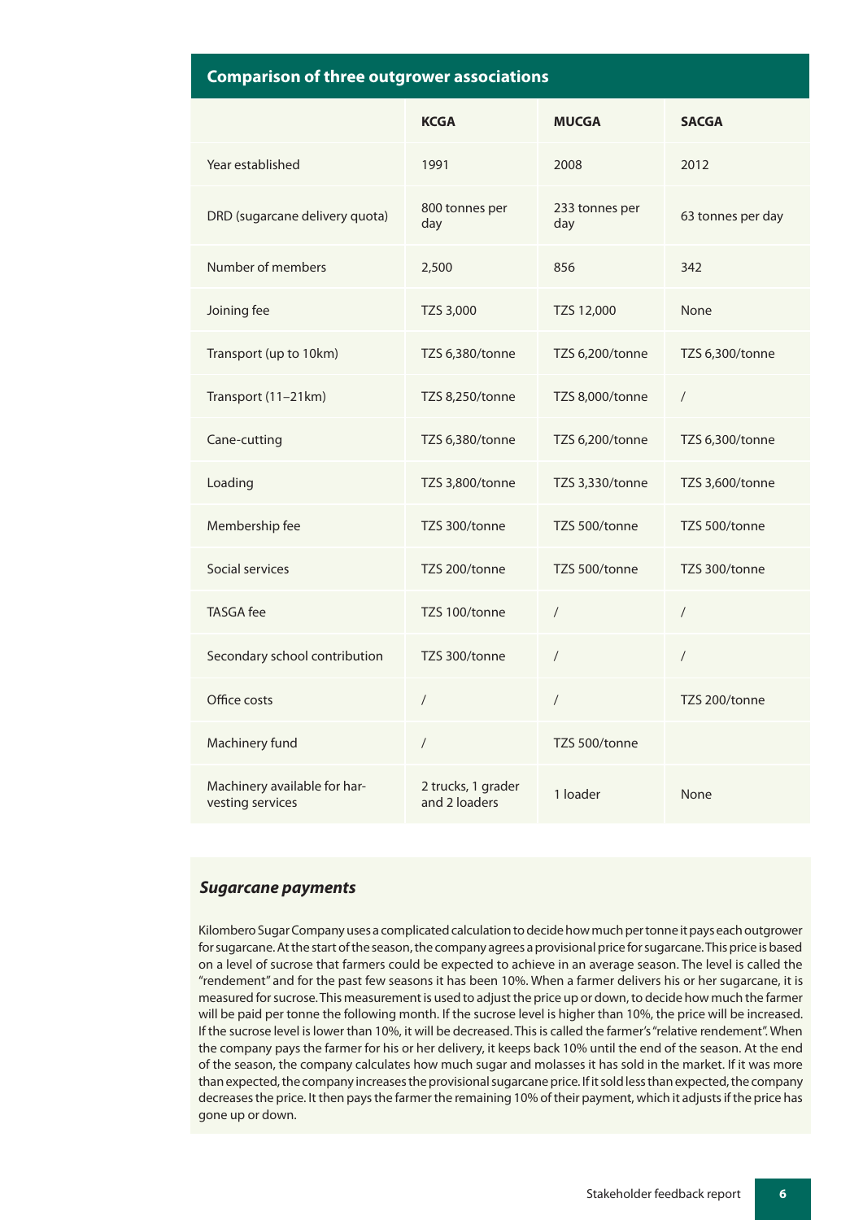## Comparison of three outgrower associations

| | KCGA | MUCGA | SACGA |
|---|---|---|---|
| Year established | 1991 | 2008 | 2012 |
| DRD (sugarcane delivery quota) | 800 tonnes per day | 233 tonnes per day | 63 tonnes per day |
| Number of members | 2,500 | 856 | 342 |
| Joining fee | TZS 3,000 | TZS 12,000 | None |
| Transport (up to 10km) | TZS 6,380/tonne | TZS 6,200/tonne | TZS 6,300/tonne |
| Transport (11–21km) | TZS 8,250/tonne | TZS 8,000/tonne | / |
| Cane-cutting | TZS 6,380/tonne | TZS 6,200/tonne | TZS 6,300/tonne |
| Loading | TZS 3,800/tonne | TZS 3,330/tonne | TZS 3,600/tonne |
| Membership fee | TZS 300/tonne | TZS 500/tonne | TZS 500/tonne |
| Social services | TZS 200/tonne | TZS 500/tonne | TZS 300/tonne |
| TASGA fee | TZS 100/tonne | / | / |
| Secondary school contribution | TZS 300/tonne | / | / |
| Office costs | / | / | TZS 200/tonne |
| Machinery fund | / | TZS 500/tonne | |
| Machinery available for harvesting services | 2 trucks, 1 grader and 2 loaders | 1 loader | None |

### *Sugarcane payments*

Kilombero Sugar Company uses a complicated calculation to decide how much per tonne it pays each outgrower for sugarcane. At the start of the season, the company agrees a provisional price for sugarcane. This price is based on a level of sucrose that farmers could be expected to achieve in an average season. The level is called the "rendement" and for the past few seasons it has been 10%. When a farmer delivers his or her sugarcane, it is measured for sucrose. This measurement is used to adjust the price up or down, to decide how much the farmer will be paid per tonne the following month. If the sucrose level is higher than 10%, the price will be increased. If the sucrose level is lower than 10%, it will be decreased. This is called the farmer's "relative rendement". When the company pays the farmer for his or her delivery, it keeps back 10% until the end of the season. At the end of the season, the company calculates how much sugar and molasses it has sold in the market. If it was more than expected, the company increases the provisional sugarcane price. If it sold less than expected, the company decreases the price. It then pays the farmer the remaining 10% of their payment, which it adjusts if the price has gone up or down.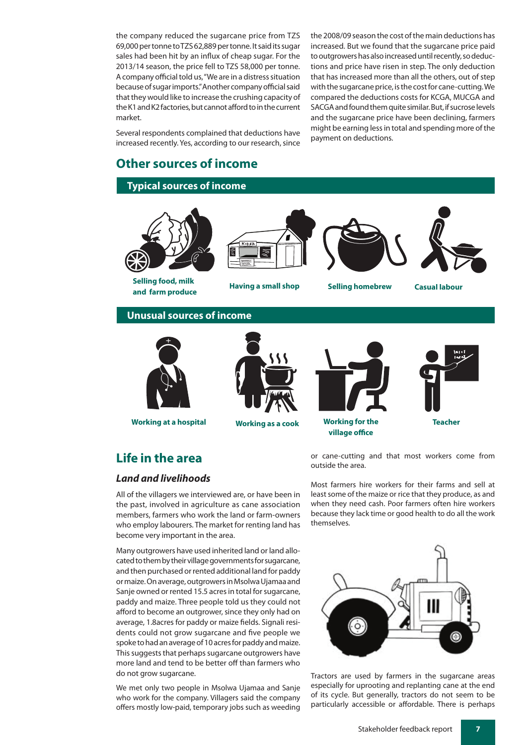the company reduced the sugarcane price from TZS 69,000 per tonne to TZS 62,889 per tonne. It said its sugar sales had been hit by an influx of cheap sugar. For the 2013/14 season, the price fell to TZS 58,000 per tonne. A company official told us, "We are in a distress situation because of sugar imports." Another company official said that they would like to increase the crushing capacity of the K1 and K2 factories, but cannot afford to in the current market.

Several respondents complained that deductions have increased recently. Yes, according to our research, since the 2008/09 season the cost of the main deductions has increased. But we found that the sugarcane price paid to outgrowers has also increased until recently, so deductions and price have risen in step. The only deduction that has increased more than all the others, out of step with the sugarcane price, is the cost for cane-cutting. We compared the deductions costs for KCGA, MUCGA and SACGA and found them quite similar. But, if sucrose levels and the sugarcane price have been declining, farmers might be earning less in total and spending more of the payment on deductions.

## Other sources of income

### Typical sources of income

Selling food, milk and farm produce

Having a small shop

Selling homebrew

Casual labour

### Unusual sources of income

Working at a hospital

Working as a cook

Working for the village office

Teacher

## Life in the area

### *Land and livelihoods*

All of the villagers we interviewed are, or have been in the past, involved in agriculture as cane association members, farmers who work the land or farm-owners who employ labourers. The market for renting land has become very important in the area.

Many outgrowers have used inherited land or land allocated to them by their village governments for sugarcane, and then purchased or rented additional land for paddy or maize. On average, outgrowers in Msolwa Ujamaa and Sanje owned or rented 15.5 acres in total for sugarcane, paddy and maize. Three people told us they could not afford to become an outgrower, since they only had on average, 1.8acres for paddy or maize fields. Signali residents could not grow sugarcane and five people we spoke to had an average of 10 acres for paddy and maize. This suggests that perhaps sugarcane outgrowers have more land and tend to be better off than farmers who do not grow sugarcane.

We met only two people in Msolwa Ujamaa and Sanje who work for the company. Villagers said the company offers mostly low-paid, temporary jobs such as weeding or cane-cutting and that most workers come from outside the area.

Most farmers hire workers for their farms and sell at least some of the maize or rice that they produce, as and when they need cash. Poor farmers often hire workers because they lack time or good health to do all the work themselves.

Tractors are used by farmers in the sugarcane areas especially for uprooting and replanting cane at the end of its cycle. But generally, tractors do not seem to be particularly accessible or affordable. There is perhaps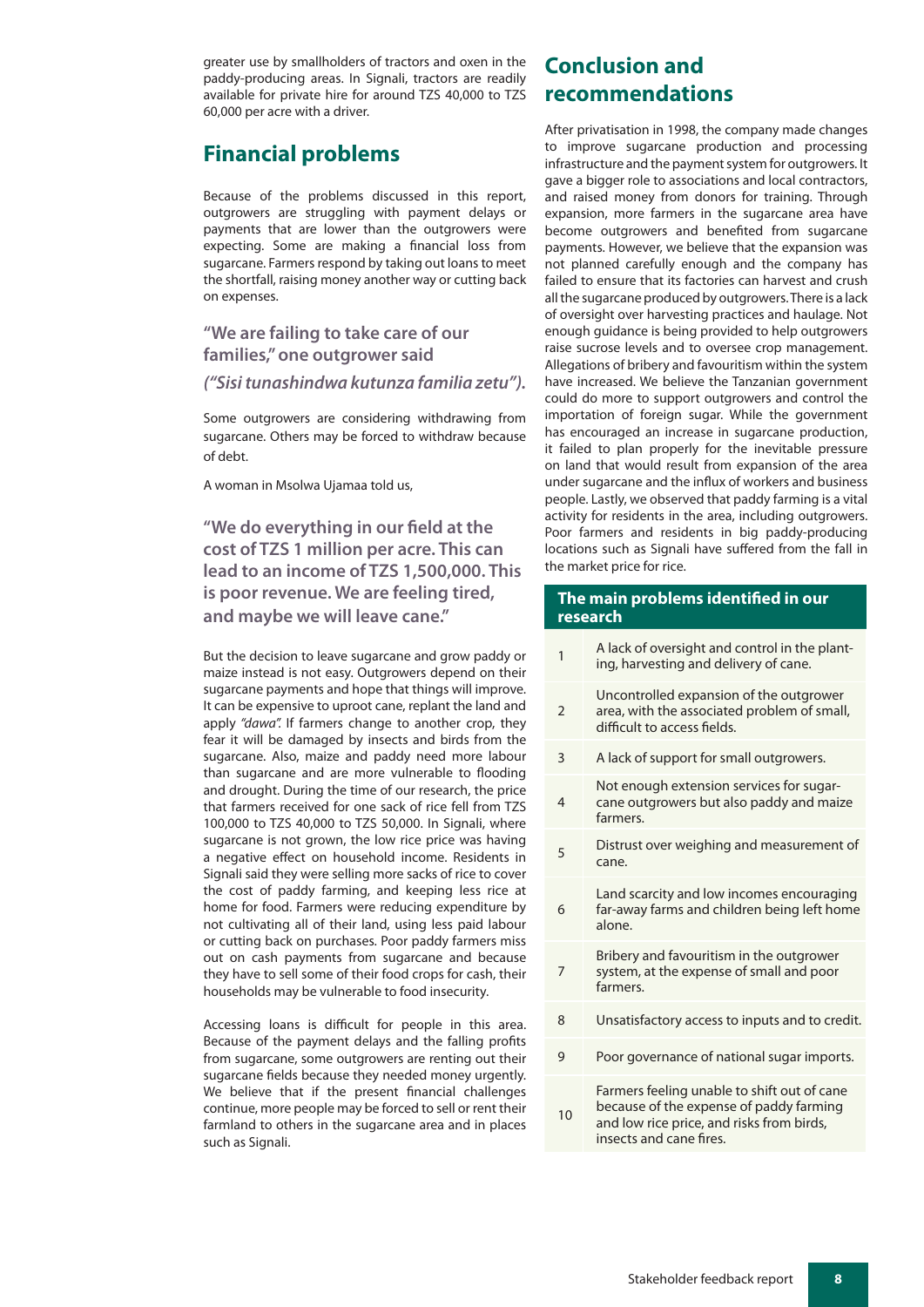greater use by smallholders of tractors and oxen in the paddy-producing areas. In Signali, tractors are readily available for private hire for around TZS 40,000 to TZS 60,000 per acre with a driver.

## Financial problems

Because of the problems discussed in this report, outgrowers are struggling with payment delays or payments that are lower than the outgrowers were expecting. Some are making a financial loss from sugarcane. Farmers respond by taking out loans to meet the shortfall, raising money another way or cutting back on expenses.

> **"We are failing to take care of our families," one outgrower said**
>
> ***("Sisi tunashindwa kutunza familia zetu").***

Some outgrowers are considering withdrawing from sugarcane. Others may be forced to withdraw because of debt.

A woman in Msolwa Ujamaa told us,

> **"We do everything in our field at the cost of TZS 1 million per acre. This can lead to an income of TZS 1,500,000. This is poor revenue. We are feeling tired, and maybe we will leave cane."**

But the decision to leave sugarcane and grow paddy or maize instead is not easy. Outgrowers depend on their sugarcane payments and hope that things will improve. It can be expensive to uproot cane, replant the land and apply *"dawa"*. If farmers change to another crop, they fear it will be damaged by insects and birds from the sugarcane. Also, maize and paddy need more labour than sugarcane and are more vulnerable to flooding and drought. During the time of our research, the price that farmers received for one sack of rice fell from TZS 100,000 to TZS 40,000 to TZS 50,000. In Signali, where sugarcane is not grown, the low rice price was having a negative effect on household income. Residents in Signali said they were selling more sacks of rice to cover the cost of paddy farming, and keeping less rice at home for food. Farmers were reducing expenditure by not cultivating all of their land, using less paid labour or cutting back on purchases. Poor paddy farmers miss out on cash payments from sugarcane and because they have to sell some of their food crops for cash, their households may be vulnerable to food insecurity.

Accessing loans is difficult for people in this area. Because of the payment delays and the falling profits from sugarcane, some outgrowers are renting out their sugarcane fields because they needed money urgently. We believe that if the present financial challenges continue, more people may be forced to sell or rent their farmland to others in the sugarcane area and in places such as Signali.

## Conclusion and recommendations

After privatisation in 1998, the company made changes to improve sugarcane production and processing infrastructure and the payment system for outgrowers. It gave a bigger role to associations and local contractors, and raised money from donors for training. Through expansion, more farmers in the sugarcane area have become outgrowers and benefited from sugarcane payments. However, we believe that the expansion was not planned carefully enough and the company has failed to ensure that its factories can harvest and crush all the sugarcane produced by outgrowers. There is a lack of oversight over harvesting practices and haulage. Not enough guidance is being provided to help outgrowers raise sucrose levels and to oversee crop management. Allegations of bribery and favouritism within the system have increased. We believe the Tanzanian government could do more to support outgrowers and control the importation of foreign sugar. While the government has encouraged an increase in sugarcane production, it failed to plan properly for the inevitable pressure on land that would result from expansion of the area under sugarcane and the influx of workers and business people. Lastly, we observed that paddy farming is a vital activity for residents in the area, including outgrowers. Poor farmers and residents in big paddy-producing locations such as Signali have suffered from the fall in the market price for rice.

| The main problems identified in our research | |
|---|---|
| 1 | A lack of oversight and control in the planting, harvesting and delivery of cane. |
| 2 | Uncontrolled expansion of the outgrower area, with the associated problem of small, difficult to access fields. |
| 3 | A lack of support for small outgrowers. |
| 4 | Not enough extension services for sugarcane outgrowers but also paddy and maize farmers. |
| 5 | Distrust over weighing and measurement of cane. |
| 6 | Land scarcity and low incomes encouraging far-away farms and children being left home alone. |
| 7 | Bribery and favouritism in the outgrower system, at the expense of small and poor farmers. |
| 8 | Unsatisfactory access to inputs and to credit. |
| 9 | Poor governance of national sugar imports. |
| 10 | Farmers feeling unable to shift out of cane because of the expense of paddy farming and low rice price, and risks from birds, insects and cane fires. |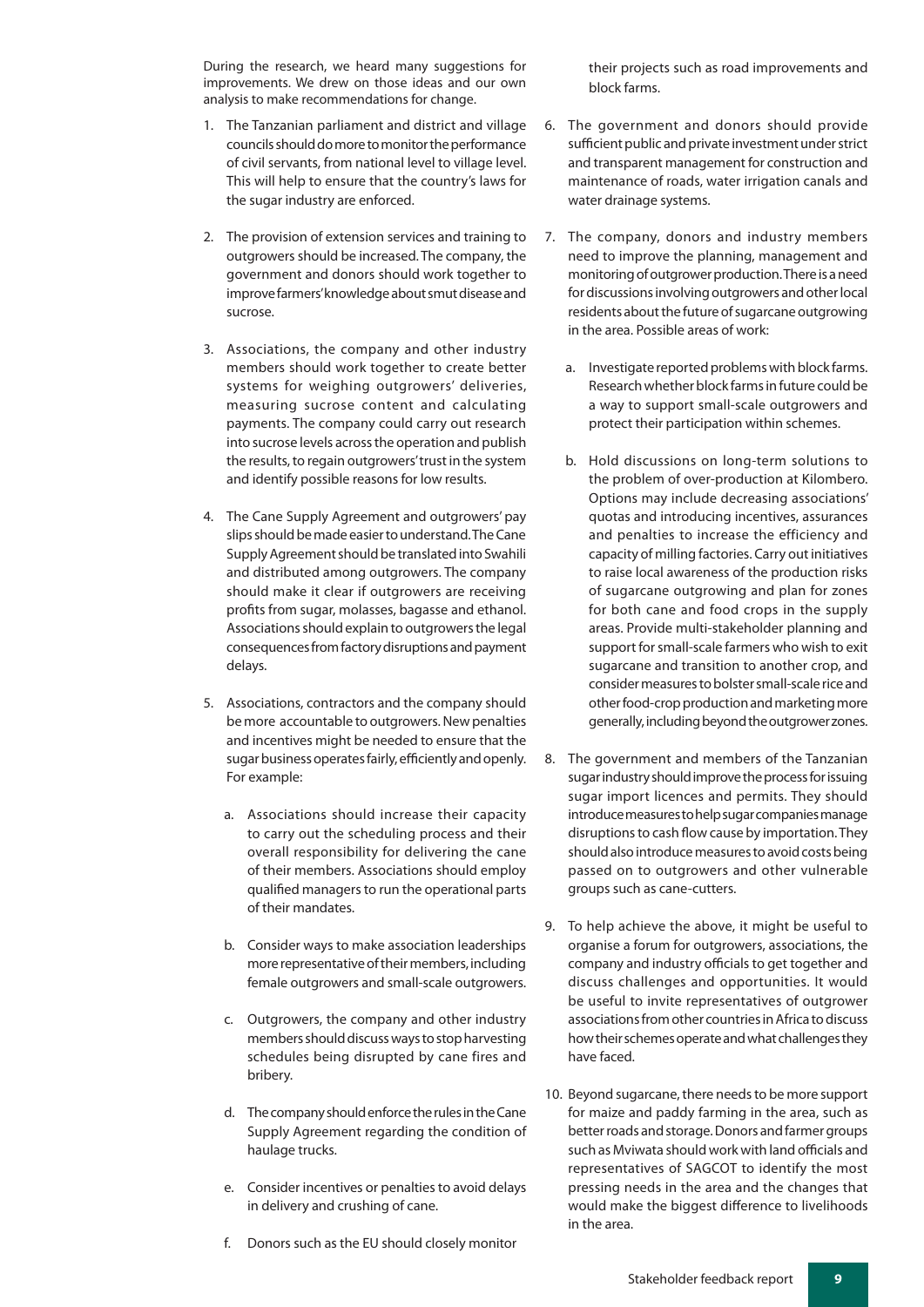During the research, we heard many suggestions for improvements. We drew on those ideas and our own analysis to make recommendations for change.

1. The Tanzanian parliament and district and village councils should do more to monitor the performance of civil servants, from national level to village level. This will help to ensure that the country's laws for the sugar industry are enforced.

2. The provision of extension services and training to outgrowers should be increased. The company, the government and donors should work together to improve farmers' knowledge about smut disease and sucrose.

3. Associations, the company and other industry members should work together to create better systems for weighing outgrowers' deliveries, measuring sucrose content and calculating payments. The company could carry out research into sucrose levels across the operation and publish the results, to regain outgrowers' trust in the system and identify possible reasons for low results.

4. The Cane Supply Agreement and outgrowers' pay slips should be made easier to understand. The Cane Supply Agreement should be translated into Swahili and distributed among outgrowers. The company should make it clear if outgrowers are receiving profits from sugar, molasses, bagasse and ethanol. Associations should explain to outgrowers the legal consequences from factory disruptions and payment delays.

5. Associations, contractors and the company should be more accountable to outgrowers. New penalties and incentives might be needed to ensure that the sugar business operates fairly, efficiently and openly. For example:

   a. Associations should increase their capacity to carry out the scheduling process and their overall responsibility for delivering the cane of their members. Associations should employ qualified managers to run the operational parts of their mandates.

   b. Consider ways to make association leaderships more representative of their members, including female outgrowers and small-scale outgrowers.

   c. Outgrowers, the company and other industry members should discuss ways to stop harvesting schedules being disrupted by cane fires and bribery.

   d. The company should enforce the rules in the Cane Supply Agreement regarding the condition of haulage trucks.

   e. Consider incentives or penalties to avoid delays in delivery and crushing of cane.

   f. Donors such as the EU should closely monitor their projects such as road improvements and block farms.

6. The government and donors should provide sufficient public and private investment under strict and transparent management for construction and maintenance of roads, water irrigation canals and water drainage systems.

7. The company, donors and industry members need to improve the planning, management and monitoring of outgrower production. There is a need for discussions involving outgrowers and other local residents about the future of sugarcane outgrowing in the area. Possible areas of work:

   a. Investigate reported problems with block farms. Research whether block farms in future could be a way to support small-scale outgrowers and protect their participation within schemes.

   b. Hold discussions on long-term solutions to the problem of over-production at Kilombero. Options may include decreasing associations' quotas and introducing incentives, assurances and penalties to increase the efficiency and capacity of milling factories. Carry out initiatives to raise local awareness of the production risks of sugarcane outgrowing and plan for zones for both cane and food crops in the supply areas. Provide multi-stakeholder planning and support for small-scale farmers who wish to exit sugarcane and transition to another crop, and consider measures to bolster small-scale rice and other food-crop production and marketing more generally, including beyond the outgrower zones.

8. The government and members of the Tanzanian sugar industry should improve the process for issuing sugar import licences and permits. They should introduce measures to help sugar companies manage disruptions to cash flow cause by importation. They should also introduce measures to avoid costs being passed on to outgrowers and other vulnerable groups such as cane-cutters.

9. To help achieve the above, it might be useful to organise a forum for outgrowers, associations, the company and industry officials to get together and discuss challenges and opportunities. It would be useful to invite representatives of outgrower associations from other countries in Africa to discuss how their schemes operate and what challenges they have faced.

10. Beyond sugarcane, there needs to be more support for maize and paddy farming in the area, such as better roads and storage. Donors and farmer groups such as Mviwata should work with land officials and representatives of SAGCOT to identify the most pressing needs in the area and the changes that would make the biggest difference to livelihoods in the area.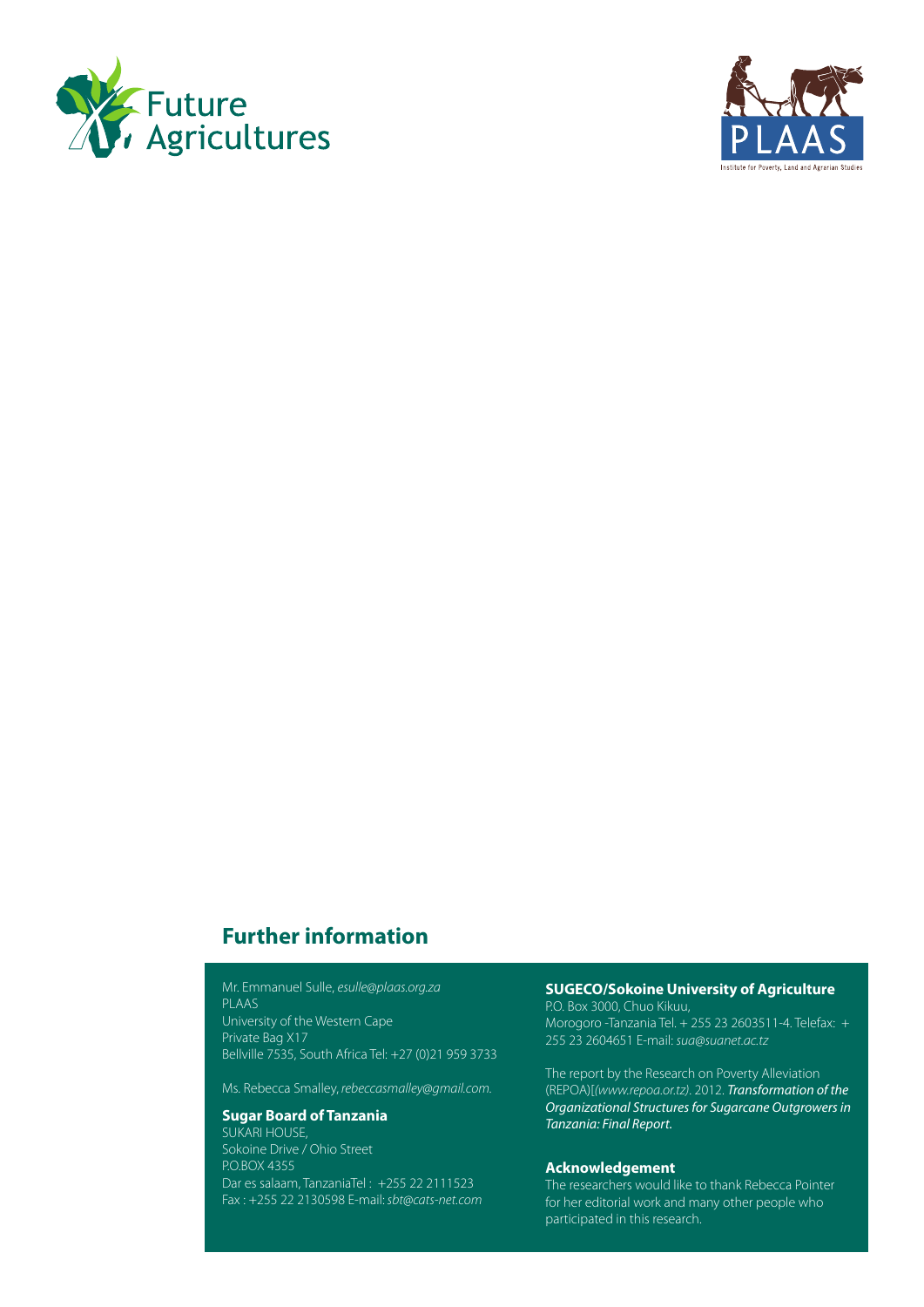Future Agricultures

PLAAS

Institute for Poverty, Land and Agrarian Studies

## Further information

Mr. Emmanuel Sulle, *esulle@plaas.org.za*
PLAAS
University of the Western Cape
Private Bag X17
Bellville 7535, South Africa Tel: +27 (0)21 959 3733

Ms. Rebecca Smalley, *rebeccasmalley@gmail.com*.

**Sugar Board of Tanzania**
SUKARI HOUSE,
Sokoine Drive / Ohio Street
P.O.BOX 4355
Dar es salaam, TanzaniaTel : +255 22 2111523
Fax : +255 22 2130598 E-mail: *sbt@cats-net.com*

**SUGECO/Sokoine University of Agriculture**
P.O. Box 3000, Chuo Kikuu,
Morogoro -Tanzania Tel. + 255 23 2603511-4. Telefax: + 255 23 2604651 E-mail: *sua@suanet.ac.tz*

The report by the Research on Poverty Alleviation (REPOA)[*(www.repoa.or.tz)*. 2012. ***Transformation of the Organizational Structures for Sugarcane Outgrowers in Tanzania: Final Report.***

**Acknowledgement**
The researchers would like to thank Rebecca Pointer for her editorial work and many other people who participated in this research.